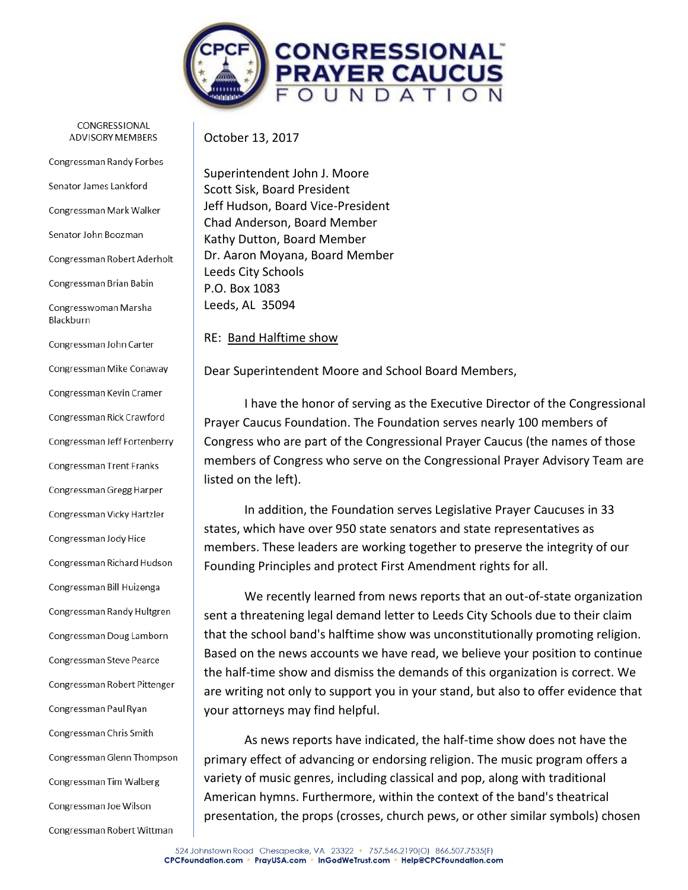# CONGRESSIONAL PRAYER CAUCUS FOUNDATION

CONGRESSIONAL ADVISORY MEMBERS

Congressman Randy Forbes
Senator James Lankford
Congressman Mark Walker
Senator John Boozman
Congressman Robert Aderholt
Congressman Brian Babin
Congresswoman Marsha Blackburn
Congressman John Carter
Congressman Mike Conaway
Congressman Kevin Cramer
Congressman Rick Crawford
Congressman Jeff Fortenberry
Congressman Trent Franks
Congressman Gregg Harper
Congressman Vicky Hartzler
Congressman Jody Hice
Congressman Richard Hudson
Congressman Bill Huizenga
Congressman Randy Hultgren
Congressman Doug Lamborn
Congressman Steve Pearce
Congressman Robert Pittenger
Congressman Paul Ryan
Congressman Chris Smith
Congressman Glenn Thompson
Congressman Tim Walberg
Congressman Joe Wilson
Congressman Robert Wittman

October 13, 2017

Superintendent John J. Moore
Scott Sisk, Board President
Jeff Hudson, Board Vice-President
Chad Anderson, Board Member
Kathy Dutton, Board Member
Dr. Aaron Moyana, Board Member
Leeds City Schools
P.O. Box 1083
Leeds, AL 35094

RE: Band Halftime show

Dear Superintendent Moore and School Board Members,

I have the honor of serving as the Executive Director of the Congressional Prayer Caucus Foundation. The Foundation serves nearly 100 members of Congress who are part of the Congressional Prayer Caucus (the names of those members of Congress who serve on the Congressional Prayer Advisory Team are listed on the left).

In addition, the Foundation serves Legislative Prayer Caucuses in 33 states, which have over 950 state senators and state representatives as members. These leaders are working together to preserve the integrity of our Founding Principles and protect First Amendment rights for all.

We recently learned from news reports that an out-of-state organization sent a threatening legal demand letter to Leeds City Schools due to their claim that the school band's halftime show was unconstitutionally promoting religion. Based on the news accounts we have read, we believe your position to continue the half-time show and dismiss the demands of this organization is correct. We are writing not only to support you in your stand, but also to offer evidence that your attorneys may find helpful.

As news reports have indicated, the half-time show does not have the primary effect of advancing or endorsing religion. The music program offers a variety of music genres, including classical and pop, along with traditional American hymns. Furthermore, within the context of the band's theatrical presentation, the props (crosses, church pews, or other similar symbols) chosen

524 Johnstown Road Chesapeake, VA 23322 • 757.546.2190(O) 866.507.7535(F)
CPCFoundation.com • PrayUSA.com • InGodWeTrust.com • Help@CPCFoundation.com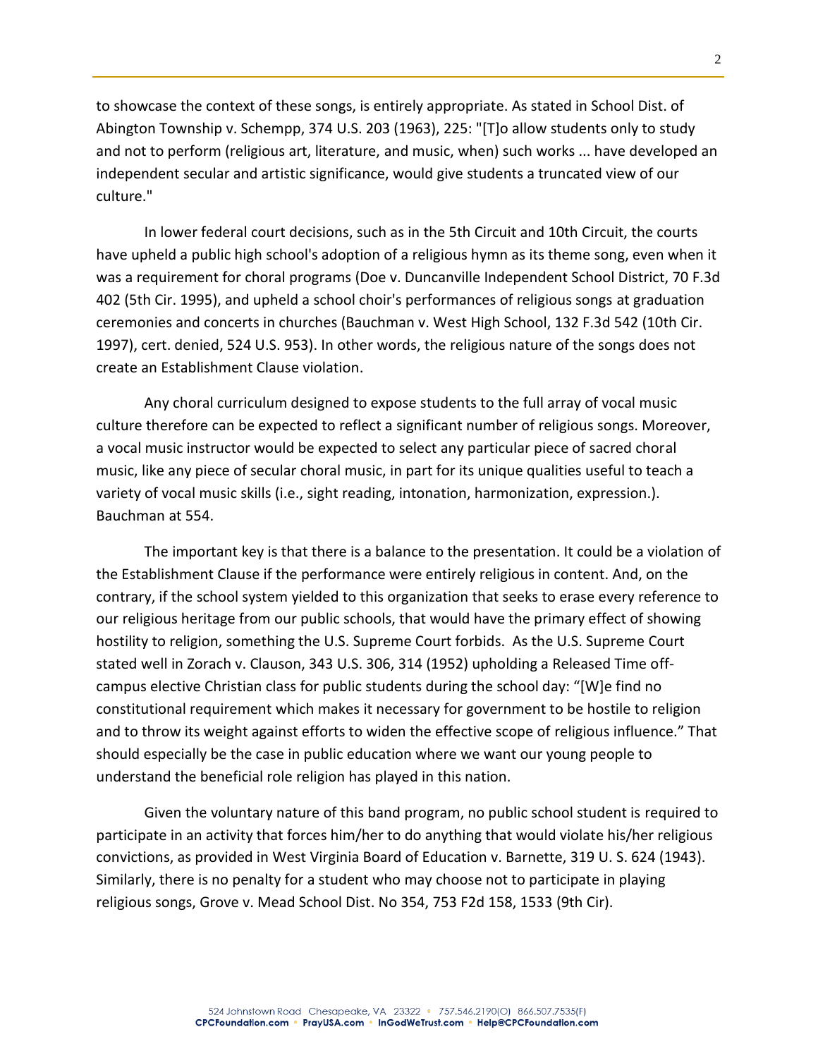to showcase the context of these songs, is entirely appropriate. As stated in School Dist. of Abington Township v. Schempp, 374 U.S. 203 (1963), 225: "[T]o allow students only to study and not to perform (religious art, literature, and music, when) such works ... have developed an independent secular and artistic significance, would give students a truncated view of our culture."

In lower federal court decisions, such as in the 5th Circuit and 10th Circuit, the courts have upheld a public high school's adoption of a religious hymn as its theme song, even when it was a requirement for choral programs (Doe v. Duncanville Independent School District, 70 F.3d 402 (5th Cir. 1995), and upheld a school choir's performances of religious songs at graduation ceremonies and concerts in churches (Bauchman v. West High School, 132 F.3d 542 (10th Cir. 1997), cert. denied, 524 U.S. 953). In other words, the religious nature of the songs does not create an Establishment Clause violation.

Any choral curriculum designed to expose students to the full array of vocal music culture therefore can be expected to reflect a significant number of religious songs. Moreover, a vocal music instructor would be expected to select any particular piece of sacred choral music, like any piece of secular choral music, in part for its unique qualities useful to teach a variety of vocal music skills (i.e., sight reading, intonation, harmonization, expression.). Bauchman at 554.

The important key is that there is a balance to the presentation. It could be a violation of the Establishment Clause if the performance were entirely religious in content. And, on the contrary, if the school system yielded to this organization that seeks to erase every reference to our religious heritage from our public schools, that would have the primary effect of showing hostility to religion, something the U.S. Supreme Court forbids. As the U.S. Supreme Court stated well in Zorach v. Clauson, 343 U.S. 306, 314 (1952) upholding a Released Time off-campus elective Christian class for public students during the school day: "[W]e find no constitutional requirement which makes it necessary for government to be hostile to religion and to throw its weight against efforts to widen the effective scope of religious influence." That should especially be the case in public education where we want our young people to understand the beneficial role religion has played in this nation.

Given the voluntary nature of this band program, no public school student is required to participate in an activity that forces him/her to do anything that would violate his/her religious convictions, as provided in West Virginia Board of Education v. Barnette, 319 U. S. 624 (1943). Similarly, there is no penalty for a student who may choose not to participate in playing religious songs, Grove v. Mead School Dist. No 354, 753 F2d 158, 1533 (9th Cir).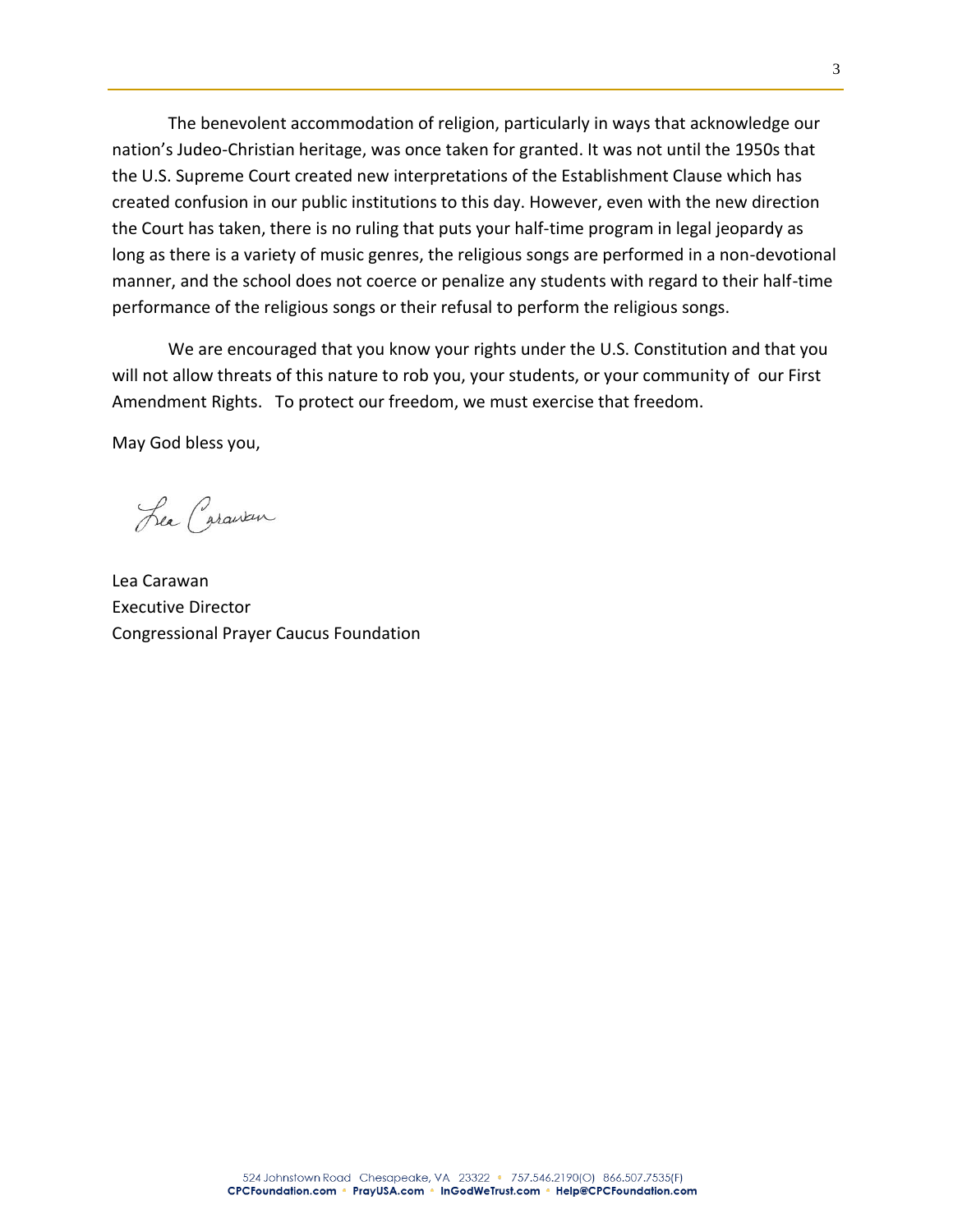The benevolent accommodation of religion, particularly in ways that acknowledge our nation's Judeo-Christian heritage, was once taken for granted. It was not until the 1950s that the U.S. Supreme Court created new interpretations of the Establishment Clause which has created confusion in our public institutions to this day. However, even with the new direction the Court has taken, there is no ruling that puts your half-time program in legal jeopardy as long as there is a variety of music genres, the religious songs are performed in a non-devotional manner, and the school does not coerce or penalize any students with regard to their half-time performance of the religious songs or their refusal to perform the religious songs.

We are encouraged that you know your rights under the U.S. Constitution and that you will not allow threats of this nature to rob you, your students, or your community of our First Amendment Rights. To protect our freedom, we must exercise that freedom.

May God bless you,

Lea Carawan

Lea Carawan
Executive Director
Congressional Prayer Caucus Foundation

524 Johnstown Road Chesapeake, VA 23322 • 757.546.2190(O) 866.507.7535(F)
**CPCFoundation.com • PrayUSA.com • InGodWeTrust.com • Help@CPCFoundation.com**